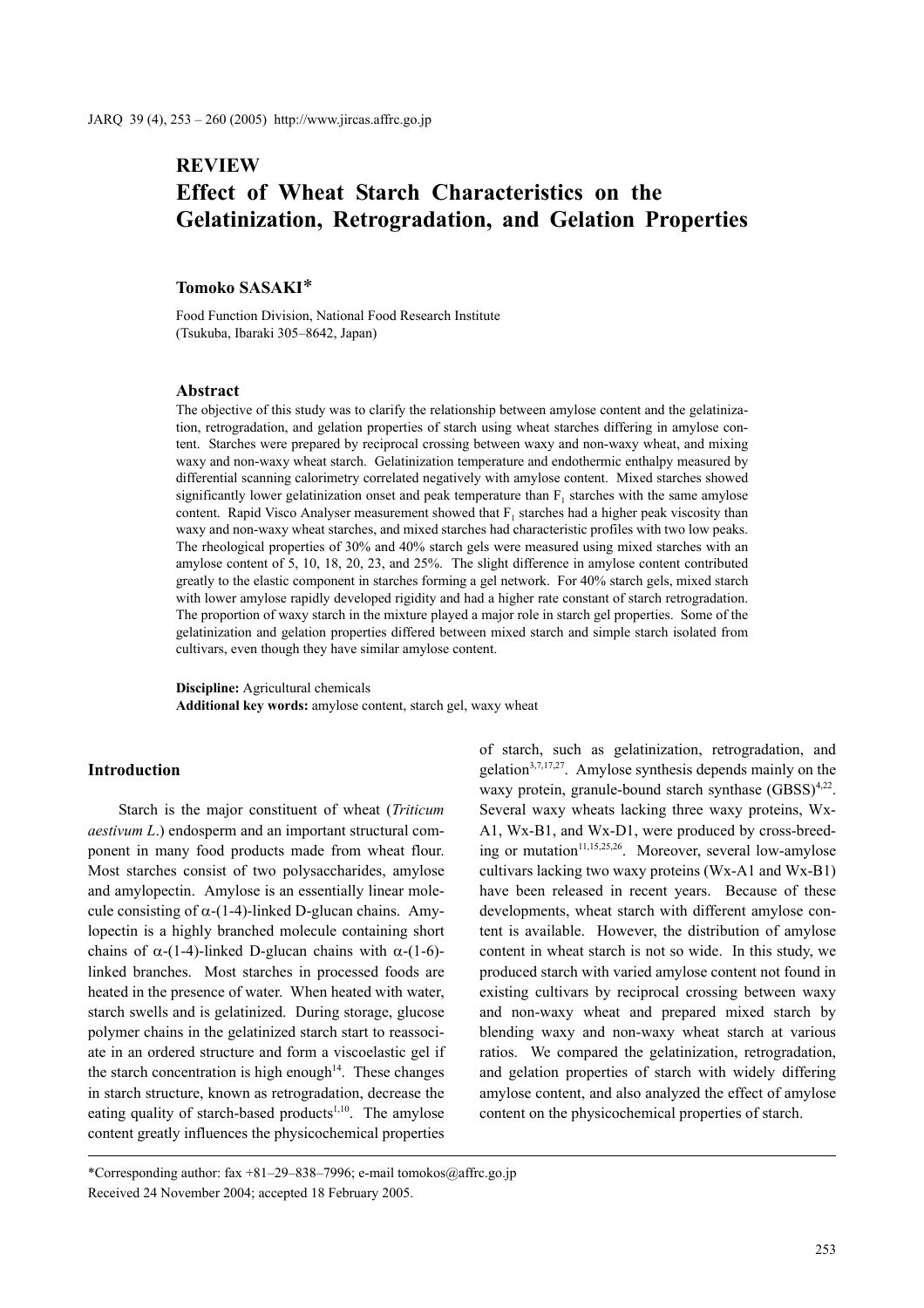## REVIEW

# Effect of Wheat Starch Characteristics on the Gelatinization, Retrogradation, and Gelation Properties

**Tomoko SASAKI***

Food Function Division, National Food Research Institute
(Tsukuba, Ibaraki 305–8642, Japan)

### Abstract

The objective of this study was to clarify the relationship between amylose content and the gelatinization, retrogradation, and gelation properties of starch using wheat starches differing in amylose content. Starches were prepared by reciprocal crossing between waxy and non-waxy wheat, and mixing waxy and non-waxy wheat starch. Gelatinization temperature and endothermic enthalpy measured by differential scanning calorimetry correlated negatively with amylose content. Mixed starches showed significantly lower gelatinization onset and peak temperature than $F_1$ starches with the same amylose content. Rapid Visco Analyser measurement showed that $F_1$ starches had a higher peak viscosity than waxy and non-waxy wheat starches, and mixed starches had characteristic profiles with two low peaks. The rheological properties of 30% and 40% starch gels were measured using mixed starches with an amylose content of 5, 10, 18, 20, 23, and 25%. The slight difference in amylose content contributed greatly to the elastic component in starches forming a gel network. For 40% starch gels, mixed starch with lower amylose rapidly developed rigidity and had a higher rate constant of starch retrogradation. The proportion of waxy starch in the mixture played a major role in starch gel properties. Some of the gelatinization and gelation properties differed between mixed starch and simple starch isolated from cultivars, even though they have similar amylose content.

**Discipline:** Agricultural chemicals
**Additional key words:** amylose content, starch gel, waxy wheat

### Introduction

Starch is the major constituent of wheat (*Triticum aestivum L*.) endosperm and an important structural component in many food products made from wheat flour. Most starches consist of two polysaccharides, amylose and amylopectin. Amylose is an essentially linear molecule consisting of α-(1-4)-linked D-glucan chains. Amylopectin is a highly branched molecule containing short chains of α-(1-4)-linked D-glucan chains with α-(1-6)-linked branches. Most starches in processed foods are heated in the presence of water. When heated with water, starch swells and is gelatinized. During storage, glucose polymer chains in the gelatinized starch start to reassociate in an ordered structure and form a viscoelastic gel if the starch concentration is high enough[14]. These changes in starch structure, known as retrogradation, decrease the eating quality of starch-based products[1,10]. The amylose content greatly influences the physicochemical properties of starch, such as gelatinization, retrogradation, and gelation[3,7,17,27]. Amylose synthesis depends mainly on the waxy protein, granule-bound starch synthase (GBSS)[4,22]. Several waxy wheats lacking three waxy proteins, Wx-A1, Wx-B1, and Wx-D1, were produced by cross-breeding or mutation[11,15,25,26]. Moreover, several low-amylose cultivars lacking two waxy proteins (Wx-A1 and Wx-B1) have been released in recent years. Because of these developments, wheat starch with different amylose content is available. However, the distribution of amylose content in wheat starch is not so wide. In this study, we produced starch with varied amylose content not found in existing cultivars by reciprocal crossing between waxy and non-waxy wheat and prepared mixed starch by blending waxy and non-waxy wheat starch at various ratios. We compared the gelatinization, retrogradation, and gelation properties of starch with widely differing amylose content, and also analyzed the effect of amylose content on the physicochemical properties of starch.

*Corresponding author: fax +81–29–838–7996; e-mail tomokos@affrc.go.jp
Received 24 November 2004; accepted 18 February 2005.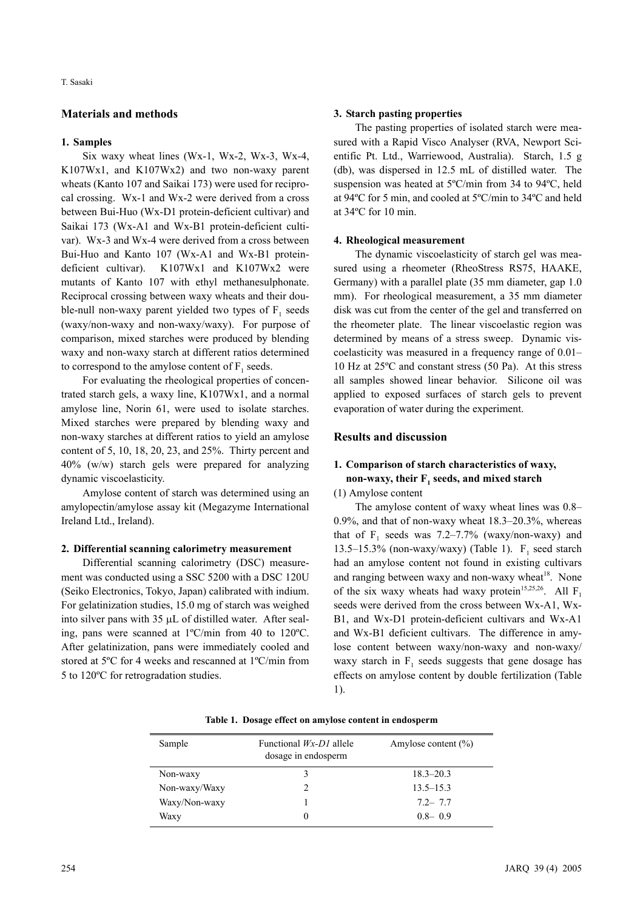## Materials and methods

### 1. Samples

Six waxy wheat lines (Wx-1, Wx-2, Wx-3, Wx-4, K107Wx1, and K107Wx2) and two non-waxy parent wheats (Kanto 107 and Saikai 173) were used for reciprocal crossing. Wx-1 and Wx-2 were derived from a cross between Bui-Huo (Wx-D1 protein-deficient cultivar) and Saikai 173 (Wx-A1 and Wx-B1 protein-deficient cultivar). Wx-3 and Wx-4 were derived from a cross between Bui-Huo and Kanto 107 (Wx-A1 and Wx-B1 protein-deficient cultivar). K107Wx1 and K107Wx2 were mutants of Kanto 107 with ethyl methanesulphonate. Reciprocal crossing between waxy wheats and their double-null non-waxy parent yielded two types of $F_1$ seeds (waxy/non-waxy and non-waxy/waxy). For purpose of comparison, mixed starches were produced by blending waxy and non-waxy starch at different ratios determined to correspond to the amylose content of $F_1$ seeds.

For evaluating the rheological properties of concentrated starch gels, a waxy line, K107Wx1, and a normal amylose line, Norin 61, were used to isolate starches. Mixed starches were prepared by blending waxy and non-waxy starches at different ratios to yield an amylose content of 5, 10, 18, 20, 23, and 25%. Thirty percent and 40% (w/w) starch gels were prepared for analyzing dynamic viscoelasticity.

Amylose content of starch was determined using an amylopectin/amylose assay kit (Megazyme International Ireland Ltd., Ireland).

### 2. Differential scanning calorimetry measurement

Differential scanning calorimetry (DSC) measurement was conducted using a SSC 5200 with a DSC 120U (Seiko Electronics, Tokyo, Japan) calibrated with indium. For gelatinization studies, 15.0 mg of starch was weighed into silver pans with 35 μL of distilled water. After sealing, pans were scanned at 1ºC/min from 40 to 120ºC. After gelatinization, pans were immediately cooled and stored at 5ºC for 4 weeks and rescanned at 1ºC/min from 5 to 120ºC for retrogradation studies.

### 3. Starch pasting properties

The pasting properties of isolated starch were measured with a Rapid Visco Analyser (RVA, Newport Scientific Pt. Ltd., Warriewood, Australia). Starch, 1.5 g (db), was dispersed in 12.5 mL of distilled water. The suspension was heated at 5ºC/min from 34 to 94ºC, held at 94ºC for 5 min, and cooled at 5ºC/min to 34ºC and held at 34ºC for 10 min.

### 4. Rheological measurement

The dynamic viscoelasticity of starch gel was measured using a rheometer (RheoStress RS75, HAAKE, Germany) with a parallel plate (35 mm diameter, gap 1.0 mm). For rheological measurement, a 35 mm diameter disk was cut from the center of the gel and transferred on the rheometer plate. The linear viscoelastic region was determined by means of a stress sweep. Dynamic viscoelasticity was measured in a frequency range of 0.01–10 Hz at 25ºC and constant stress (50 Pa). At this stress all samples showed linear behavior. Silicone oil was applied to exposed surfaces of starch gels to prevent evaporation of water during the experiment.

## Results and discussion

### 1. Comparison of starch characteristics of waxy, non-waxy, their $F_1$ seeds, and mixed starch

(1) Amylose content

The amylose content of waxy wheat lines was 0.8–0.9%, and that of non-waxy wheat 18.3–20.3%, whereas that of $F_1$ seeds was 7.2–7.7% (waxy/non-waxy) and 13.5–15.3% (non-waxy/waxy) (Table 1). $F_1$ seed starch had an amylose content not found in existing cultivars and ranging between waxy and non-waxy wheat[18]. None of the six waxy wheats had waxy protein[15,25,26]. All $F_1$ seeds were derived from the cross between Wx-A1, Wx-B1, and Wx-D1 protein-deficient cultivars and Wx-A1 and Wx-B1 deficient cultivars. The difference in amylose content between waxy/non-waxy and non-waxy/waxy starch in $F_1$ seeds suggests that gene dosage has effects on amylose content by double fertilization (Table 1).

**Table 1. Dosage effect on amylose content in endosperm**

| Sample | Functional *Wx-D1* allele dosage in endosperm | Amylose content (%) |
|---|---|---|
| Non-waxy | 3 | 18.3–20.3 |
| Non-waxy/Waxy | 2 | 13.5–15.3 |
| Waxy/Non-waxy | 1 | 7.2– 7.7 |
| Waxy | 0 | 0.8– 0.9 |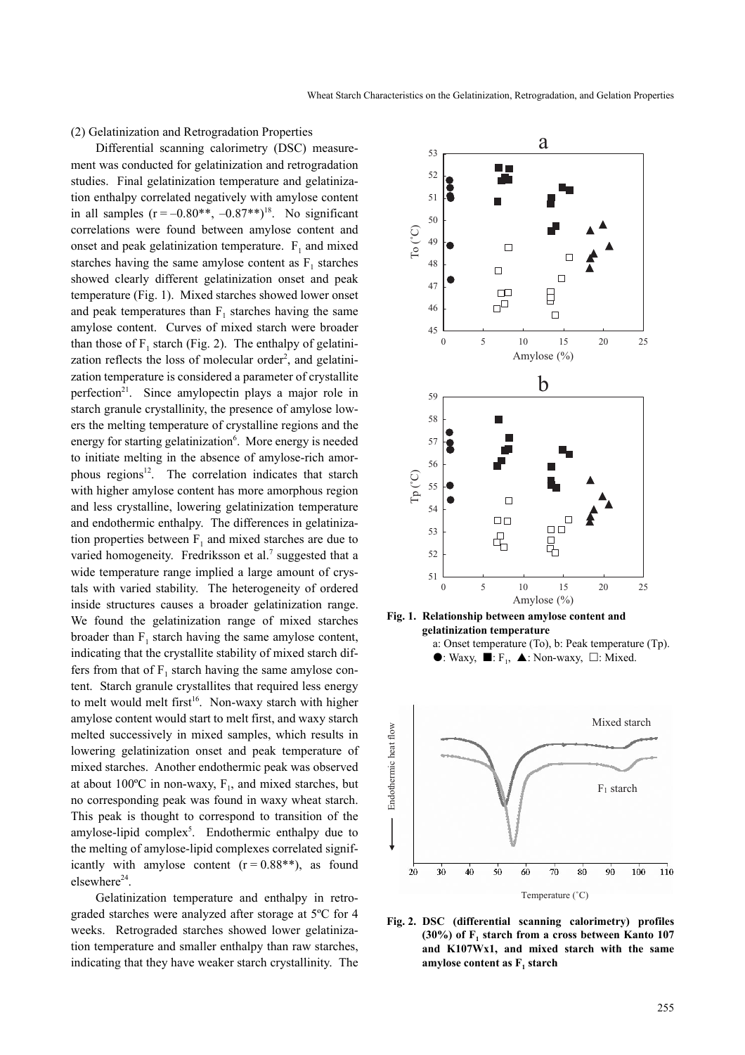(2) Gelatinization and Retrogradation Properties

Differential scanning calorimetry (DSC) measurement was conducted for gelatinization and retrogradation studies. Final gelatinization temperature and gelatinization enthalpy correlated negatively with amylose content in all samples ($r = -0.80^{**}$, $-0.87^{**}$)[18]. No significant correlations were found between amylose content and onset and peak gelatinization temperature. $F_1$ and mixed starches having the same amylose content as $F_1$ starches showed clearly different gelatinization onset and peak temperature (Fig. 1). Mixed starches showed lower onset and peak temperatures than $F_1$ starches having the same amylose content. Curves of mixed starch were broader than those of $F_1$ starch (Fig. 2). The enthalpy of gelatinization reflects the loss of molecular order[2], and gelatinization temperature is considered a parameter of crystallite perfection[21]. Since amylopectin plays a major role in starch granule crystallinity, the presence of amylose lowers the melting temperature of crystalline regions and the energy for starting gelatinization[6]. More energy is needed to initiate melting in the absence of amylose-rich amorphous regions[12]. The correlation indicates that starch with higher amylose content has more amorphous region and less crystalline, lowering gelatinization temperature and endothermic enthalpy. The differences in gelatinization properties between $F_1$ and mixed starches are due to varied homogeneity. Fredriksson et al.[7] suggested that a wide temperature range implied a large amount of crystals with varied stability. The heterogeneity of ordered inside structures causes a broader gelatinization range. We found the gelatinization range of mixed starches broader than $F_1$ starch having the same amylose content, indicating that the crystallite stability of mixed starch differs from that of $F_1$ starch having the same amylose content. Starch granule crystallites that required less energy to melt would melt first[16]. Non-waxy starch with higher amylose content would start to melt first, and waxy starch melted successively in mixed samples, which results in lowering gelatinization onset and peak temperature of mixed starches. Another endothermic peak was observed at about 100ºC in non-waxy, $F_1$, and mixed starches, but no corresponding peak was found in waxy wheat starch. This peak is thought to correspond to transition of the amylose-lipid complex[5]. Endothermic enthalpy due to the melting of amylose-lipid complexes correlated significantly with amylose content ($r = 0.88^{**}$), as found elsewhere[24].

Gelatinization temperature and enthalpy in retrograded starches were analyzed after storage at 5ºC for 4 weeks. Retrograded starches showed lower gelatinization temperature and smaller enthalpy than raw starches, indicating that they have weaker starch crystallinity. The

**Fig. 1. Relationship between amylose content and gelatinization temperature**

a: Onset temperature (To), b: Peak temperature (Tp). ●: Waxy, ■: $F_1$, ▲: Non-waxy, □: Mixed.

**Fig. 2. DSC (differential scanning calorimetry) profiles (30%) of $F_1$ starch from a cross between Kanto 107 and K107Wx1, and mixed starch with the same amylose content as $F_1$ starch**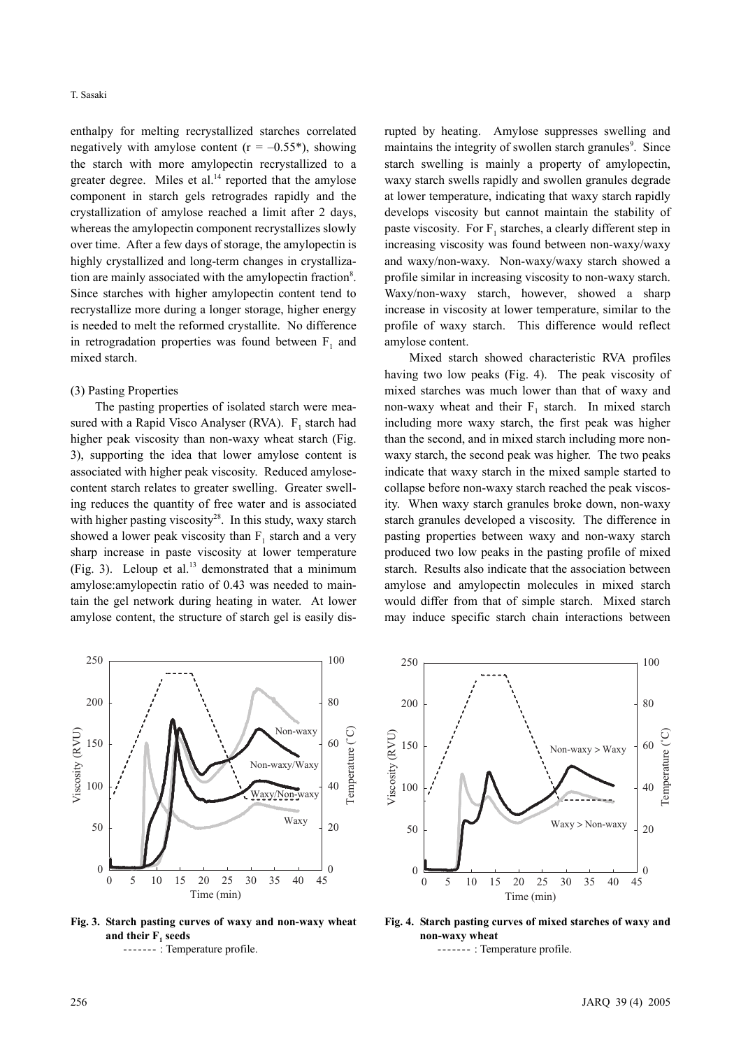enthalpy for melting recrystallized starches correlated negatively with amylose content (r = –0.55*), showing the starch with more amylopectin recrystallized to a greater degree. Miles et al.[14] reported that the amylose component in starch gels retrogrades rapidly and the crystallization of amylose reached a limit after 2 days, whereas the amylopectin component recrystallizes slowly over time. After a few days of storage, the amylopectin is highly crystallized and long-term changes in crystallization are mainly associated with the amylopectin fraction[8]. Since starches with higher amylopectin content tend to recrystallize more during a longer storage, higher energy is needed to melt the reformed crystallite. No difference in retrogradation properties was found between $F_1$ and mixed starch.

(3) Pasting Properties

The pasting properties of isolated starch were measured with a Rapid Visco Analyser (RVA). $F_1$ starch had higher peak viscosity than non-waxy wheat starch (Fig. 3), supporting the idea that lower amylose content is associated with higher peak viscosity. Reduced amylose-content starch relates to greater swelling. Greater swelling reduces the quantity of free water and is associated with higher pasting viscosity[28]. In this study, waxy starch showed a lower peak viscosity than $F_1$ starch and a very sharp increase in paste viscosity at lower temperature (Fig. 3). Leloup et al.[13] demonstrated that a minimum amylose:amylopectin ratio of 0.43 was needed to maintain the gel network during heating in water. At lower amylose content, the structure of starch gel is easily disrupted by heating. Amylose suppresses swelling and maintains the integrity of swollen starch granules[9]. Since starch swelling is mainly a property of amylopectin, waxy starch swells rapidly and swollen granules degrade at lower temperature, indicating that waxy starch rapidly develops viscosity but cannot maintain the stability of paste viscosity. For $F_1$ starches, a clearly different step in increasing viscosity was found between non-waxy/waxy and waxy/non-waxy. Non-waxy/waxy starch showed a profile similar in increasing viscosity to non-waxy starch. Waxy/non-waxy starch, however, showed a sharp increase in viscosity at lower temperature, similar to the profile of waxy starch. This difference would reflect amylose content.

Mixed starch showed characteristic RVA profiles having two low peaks (Fig. 4). The peak viscosity of mixed starches was much lower than that of waxy and non-waxy wheat and their $F_1$ starch. In mixed starch including more waxy starch, the first peak was higher than the second, and in mixed starch including more non-waxy starch, the second peak was higher. The two peaks indicate that waxy starch in the mixed sample started to collapse before non-waxy starch reached the peak viscosity. When waxy starch granules broke down, non-waxy starch granules developed a viscosity. The difference in pasting properties between waxy and non-waxy starch produced two low peaks in the pasting profile of mixed starch. Results also indicate that the association between amylose and amylopectin molecules in mixed starch would differ from that of simple starch. Mixed starch may induce specific starch chain interactions between

**Fig. 3. Starch pasting curves of waxy and non-waxy wheat and their $F_1$ seeds**

------- : Temperature profile.

**Fig. 4. Starch pasting curves of mixed starches of waxy and non-waxy wheat**

------- : Temperature profile.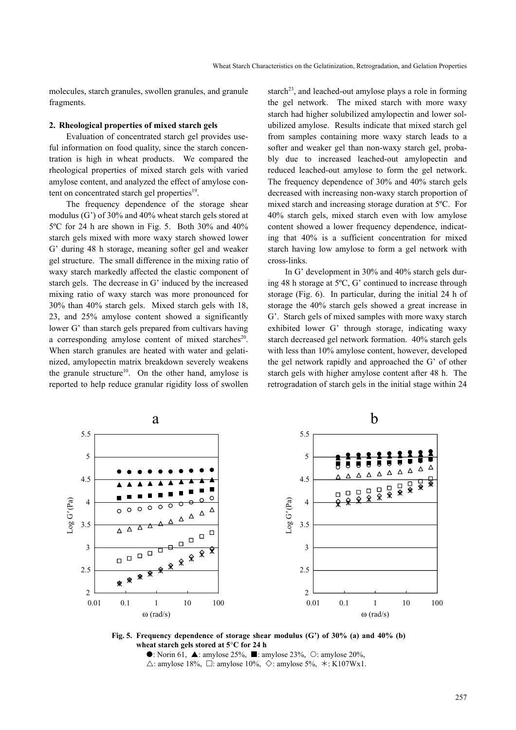molecules, starch granules, swollen granules, and granule fragments.

## 2. Rheological properties of mixed starch gels

Evaluation of concentrated starch gel provides useful information on food quality, since the starch concentration is high in wheat products. We compared the rheological properties of mixed starch gels with varied amylose content, and analyzed the effect of amylose content on concentrated starch gel properties[19].

The frequency dependence of the storage shear modulus (G') of 30% and 40% wheat starch gels stored at 5ºC for 24 h are shown in Fig. 5. Both 30% and 40% starch gels mixed with more waxy starch showed lower G' during 48 h storage, meaning softer gel and weaker gel structure. The small difference in the mixing ratio of waxy starch markedly affected the elastic component of starch gels. The decrease in G' induced by the increased mixing ratio of waxy starch was more pronounced for 30% than 40% starch gels. Mixed starch gels with 18, 23, and 25% amylose content showed a significantly lower G' than starch gels prepared from cultivars having a corresponding amylose content of mixed starches[20]. When starch granules are heated with water and gelatinized, amylopectin matrix breakdown severely weakens the granule structure[10]. On the other hand, amylose is reported to help reduce granular rigidity loss of swollen starch[23], and leached-out amylose plays a role in forming the gel network. The mixed starch with more waxy starch had higher solubilized amylopectin and lower solubilized amylose. Results indicate that mixed starch gel from samples containing more waxy starch leads to a softer and weaker gel than non-waxy starch gel, probably due to increased leached-out amylopectin and reduced leached-out amylose to form the gel network. The frequency dependence of 30% and 40% starch gels decreased with increasing non-waxy starch proportion of mixed starch and increasing storage duration at 5ºC. For 40% starch gels, mixed starch even with low amylose content showed a lower frequency dependence, indicating that 40% is a sufficient concentration for mixed starch having low amylose to form a gel network with cross-links.

In G' development in 30% and 40% starch gels during 48 h storage at 5ºC, G' continued to increase through storage (Fig. 6). In particular, during the initial 24 h of storage the 40% starch gels showed a great increase in G'. Starch gels of mixed samples with more waxy starch exhibited lower G' through storage, indicating waxy starch decreased gel network formation. 40% starch gels with less than 10% amylose content, however, developed the gel network rapidly and approached the G' of other starch gels with higher amylose content after 48 h. The retrogradation of starch gels in the initial stage within 24

**Fig. 5. Frequency dependence of storage shear modulus (G') of 30% (a) and 40% (b) wheat starch gels stored at 5°C for 24 h**

●: Norin 61, ▲: amylose 25%, ■: amylose 23%, ○: amylose 20%, △: amylose 18%, □: amylose 10%, ◇: amylose 5%, ＊: K107Wx1.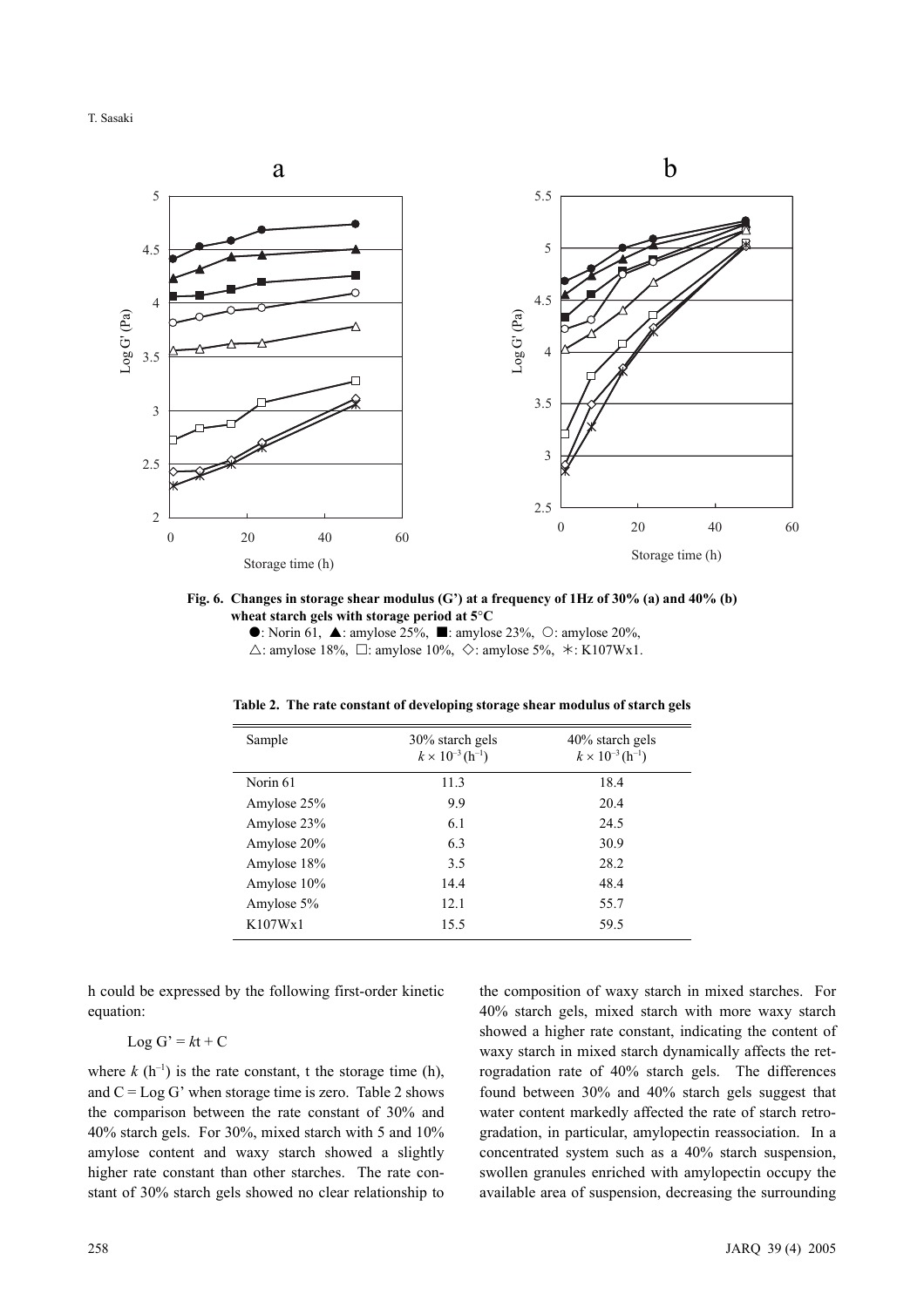Fig. 6. Changes in storage shear modulus (G') at a frequency of 1Hz of 30% (a) and 40% (b) wheat starch gels with storage period at 5°C

●: Norin 61, ▲: amylose 25%, ■: amylose 23%, ○: amylose 20%, △: amylose 18%, □: amylose 10%, ◇: amylose 5%, ✳: K107Wx1.

**Table 2. The rate constant of developing storage shear modulus of starch gels**

| Sample | 30% starch gels $k \times 10^{-3}\,(h^{-1})$ | 40% starch gels $k \times 10^{-3}\,(h^{-1})$ |
|---|---|---|
| Norin 61 | 11.3 | 18.4 |
| Amylose 25% | 9.9 | 20.4 |
| Amylose 23% | 6.1 | 24.5 |
| Amylose 20% | 6.3 | 30.9 |
| Amylose 18% | 3.5 | 28.2 |
| Amylose 10% | 14.4 | 48.4 |
| Amylose 5% | 12.1 | 55.7 |
| K107Wx1 | 15.5 | 59.5 |

h could be expressed by the following first-order kinetic equation:

$$\text{Log } G' = kt + C$$

where $k$ ($h^{-1}$) is the rate constant, t the storage time (h), and C = Log G' when storage time is zero. Table 2 shows the comparison between the rate constant of 30% and 40% starch gels. For 30%, mixed starch with 5 and 10% amylose content and waxy starch showed a slightly higher rate constant than other starches. The rate constant of 30% starch gels showed no clear relationship to the composition of waxy starch in mixed starches. For 40% starch gels, mixed starch with more waxy starch showed a higher rate constant, indicating the content of waxy starch in mixed starch dynamically affects the retrogradation rate of 40% starch gels. The differences found between 30% and 40% starch gels suggest that water content markedly affected the rate of starch retrogradation, in particular, amylopectin reassociation. In a concentrated system such as a 40% starch suspension, swollen granules enriched with amylopectin occupy the available area of suspension, decreasing the surrounding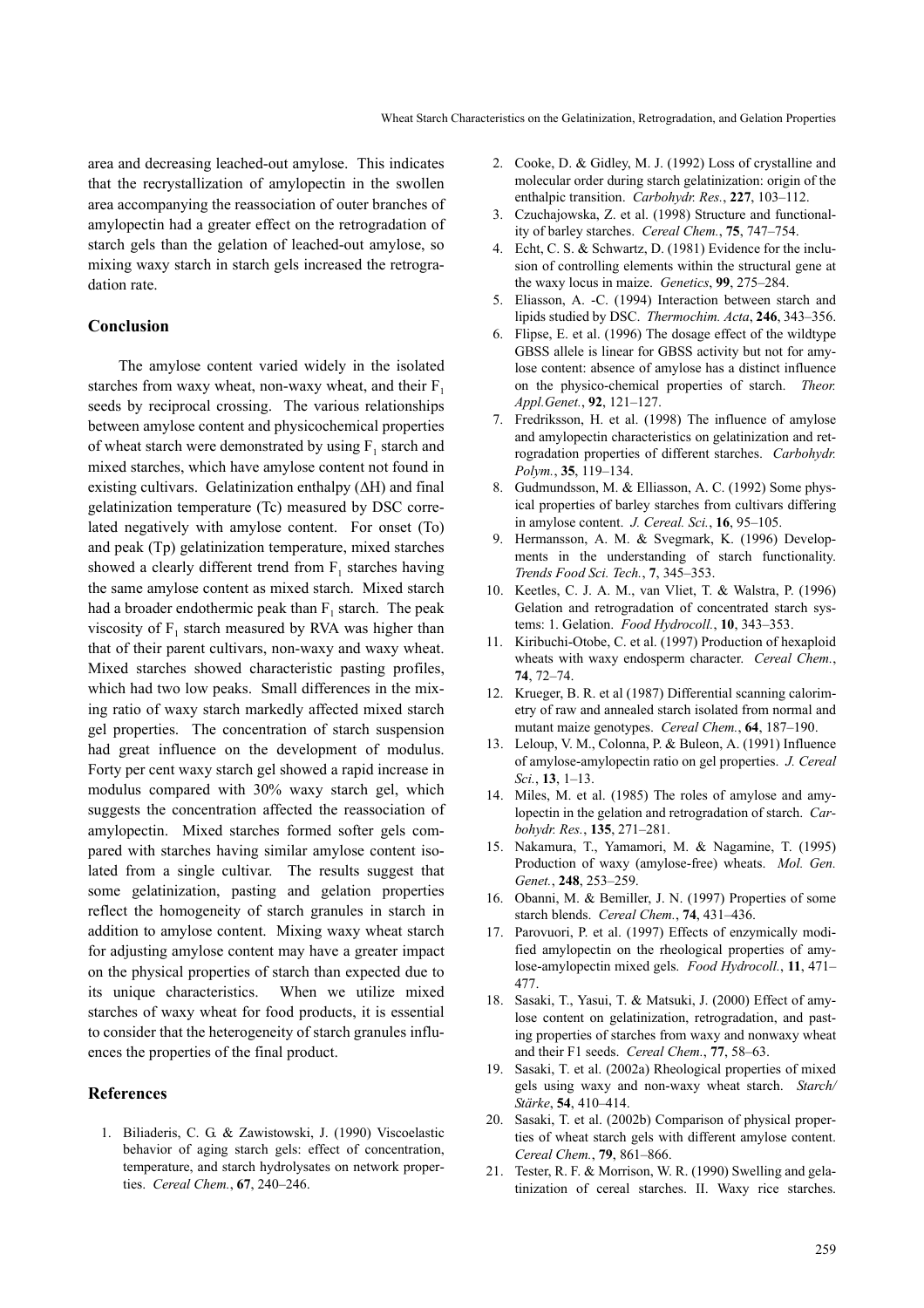area and decreasing leached-out amylose. This indicates that the recrystallization of amylopectin in the swollen area accompanying the reassociation of outer branches of amylopectin had a greater effect on the retrogradation of starch gels than the gelation of leached-out amylose, so mixing waxy starch in starch gels increased the retrogradation rate.

## Conclusion

The amylose content varied widely in the isolated starches from waxy wheat, non-waxy wheat, and their $F_1$ seeds by reciprocal crossing. The various relationships between amylose content and physicochemical properties of wheat starch were demonstrated by using $F_1$ starch and mixed starches, which have amylose content not found in existing cultivars. Gelatinization enthalpy ($\Delta H$) and final gelatinization temperature (Tc) measured by DSC correlated negatively with amylose content. For onset (To) and peak (Tp) gelatinization temperature, mixed starches showed a clearly different trend from $F_1$ starches having the same amylose content as mixed starch. Mixed starch had a broader endothermic peak than $F_1$ starch. The peak viscosity of $F_1$ starch measured by RVA was higher than that of their parent cultivars, non-waxy and waxy wheat. Mixed starches showed characteristic pasting profiles, which had two low peaks. Small differences in the mixing ratio of waxy starch markedly affected mixed starch gel properties. The concentration of starch suspension had great influence on the development of modulus. Forty per cent waxy starch gel showed a rapid increase in modulus compared with 30% waxy starch gel, which suggests the concentration affected the reassociation of amylopectin. Mixed starches formed softer gels compared with starches having similar amylose content isolated from a single cultivar. The results suggest that some gelatinization, pasting and gelation properties reflect the homogeneity of starch granules in starch in addition to amylose content. Mixing waxy wheat starch for adjusting amylose content may have a greater impact on the physical properties of starch than expected due to its unique characteristics. When we utilize mixed starches of waxy wheat for food products, it is essential to consider that the heterogeneity of starch granules influences the properties of the final product.

## References

1. Biliaderis, C. G. & Zawistowski, J. (1990) Viscoelastic behavior of aging starch gels: effect of concentration, temperature, and starch hydrolysates on network properties. *Cereal Chem.*, **67**, 240–246.
2. Cooke, D. & Gidley, M. J. (1992) Loss of crystalline and molecular order during starch gelatinization: origin of the enthalpic transition. *Carbohydr. Res.*, **227**, 103–112.
3. Czuchajowska, Z. et al. (1998) Structure and functionality of barley starches. *Cereal Chem.*, **75**, 747–754.
4. Echt, C. S. & Schwartz, D. (1981) Evidence for the inclusion of controlling elements within the structural gene at the waxy locus in maize. *Genetics*, **99**, 275–284.
5. Eliasson, A. -C. (1994) Interaction between starch and lipids studied by DSC. *Thermochim. Acta*, **246**, 343–356.
6. Flipse, E. et al. (1996) The dosage effect of the wildtype GBSS allele is linear for GBSS activity but not for amylose content: absence of amylose has a distinct influence on the physico-chemical properties of starch. *Theor. Appl.Genet.*, **92**, 121–127.
7. Fredriksson, H. et al. (1998) The influence of amylose and amylopectin characteristics on gelatinization and retrogradation properties of different starches. *Carbohydr. Polym.*, **35**, 119–134.
8. Gudmundsson, M. & Elliasson, A. C. (1992) Some physical properties of barley starches from cultivars differing in amylose content. *J. Cereal. Sci.*, **16**, 95–105.
9. Hermansson, A. M. & Svegmark, K. (1996) Developments in the understanding of starch functionality. *Trends Food Sci. Tech.*, **7**, 345–353.
10. Keetles, C. J. A. M., van Vliet, T. & Walstra, P. (1996) Gelation and retrogradation of concentrated starch systems: 1. Gelation. *Food Hydrocoll.*, **10**, 343–353.
11. Kiribuchi-Otobe, C. et al. (1997) Production of hexaploid wheats with waxy endosperm character. *Cereal Chem.*, **74**, 72–74.
12. Krueger, B. R. et al (1987) Differential scanning calorimetry of raw and annealed starch isolated from normal and mutant maize genotypes. *Cereal Chem.*, **64**, 187–190.
13. Leloup, V. M., Colonna, P. & Buleon, A. (1991) Influence of amylose-amylopectin ratio on gel properties. *J. Cereal Sci.*, **13**, 1–13.
14. Miles, M. et al. (1985) The roles of amylose and amylopectin in the gelation and retrogradation of starch. *Carbohydr. Res.*, **135**, 271–281.
15. Nakamura, T., Yamamori, M. & Nagamine, T. (1995) Production of waxy (amylose-free) wheats. *Mol. Gen. Genet.*, **248**, 253–259.
16. Obanni, M. & Bemiller, J. N. (1997) Properties of some starch blends. *Cereal Chem.*, **74**, 431–436.
17. Parovuori, P. et al. (1997) Effects of enzymically modified amylopectin on the rheological properties of amylose-amylopectin mixed gels. *Food Hydrocoll.*, **11**, 471–477.
18. Sasaki, T., Yasui, T. & Matsuki, J. (2000) Effect of amylose content on gelatinization, retrogradation, and pasting properties of starches from waxy and nonwaxy wheat and their F1 seeds. *Cereal Chem.*, **77**, 58–63.
19. Sasaki, T. et al. (2002a) Rheological properties of mixed gels using waxy and non-waxy wheat starch. *Starch/Stärke*, **54**, 410–414.
20. Sasaki, T. et al. (2002b) Comparison of physical properties of wheat starch gels with different amylose content. *Cereal Chem.*, **79**, 861–866.
21. Tester, R. F. & Morrison, W. R. (1990) Swelling and gelatinization of cereal starches. II. Waxy rice starches.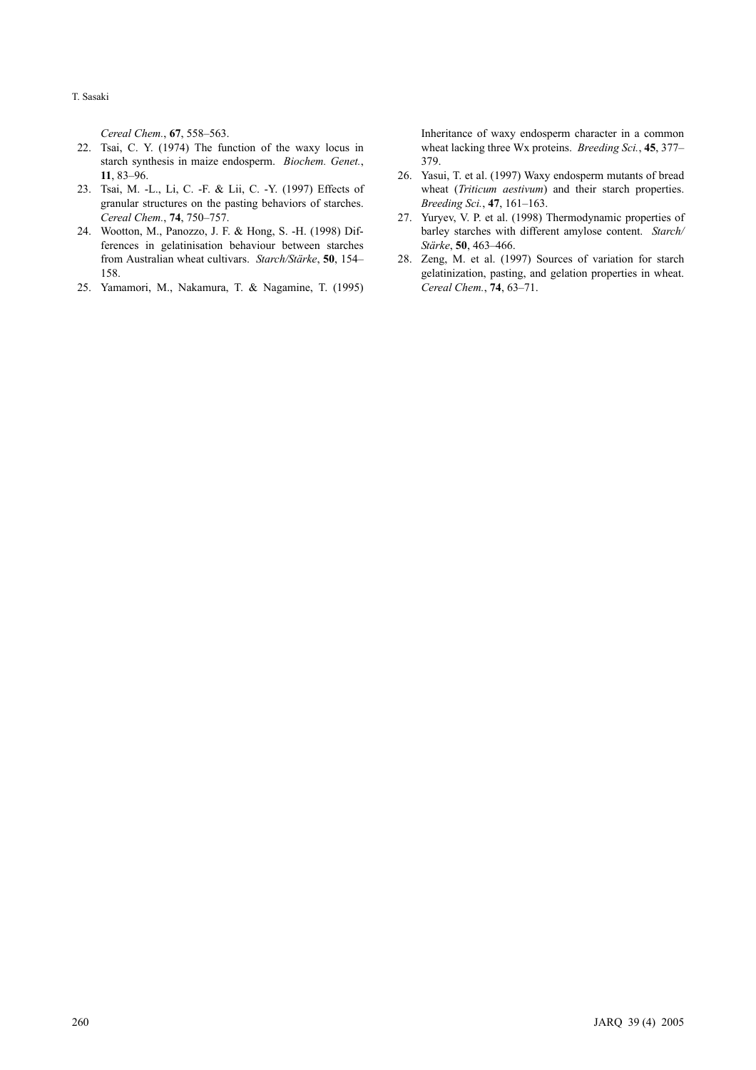*Cereal Chem.*, **67**, 558–563.

22. Tsai, C. Y. (1974) The function of the waxy locus in starch synthesis in maize endosperm. *Biochem. Genet.*, **11**, 83–96.
23. Tsai, M. -L., Li, C. -F. & Lii, C. -Y. (1997) Effects of granular structures on the pasting behaviors of starches. *Cereal Chem.*, **74**, 750–757.
24. Wootton, M., Panozzo, J. F. & Hong, S. -H. (1998) Differences in gelatinisation behaviour between starches from Australian wheat cultivars. *Starch/Stärke*, **50**, 154–158.
25. Yamamori, M., Nakamura, T. & Nagamine, T. (1995) Inheritance of waxy endosperm character in a common wheat lacking three Wx proteins. *Breeding Sci.*, **45**, 377–379.
26. Yasui, T. et al. (1997) Waxy endosperm mutants of bread wheat (*Triticum aestivum*) and their starch properties. *Breeding Sci.*, **47**, 161–163.
27. Yuryev, V. P. et al. (1998) Thermodynamic properties of barley starches with different amylose content. *Starch/Stärke*, **50**, 463–466.
28. Zeng, M. et al. (1997) Sources of variation for starch gelatinization, pasting, and gelation properties in wheat. *Cereal Chem.*, **74**, 63–71.